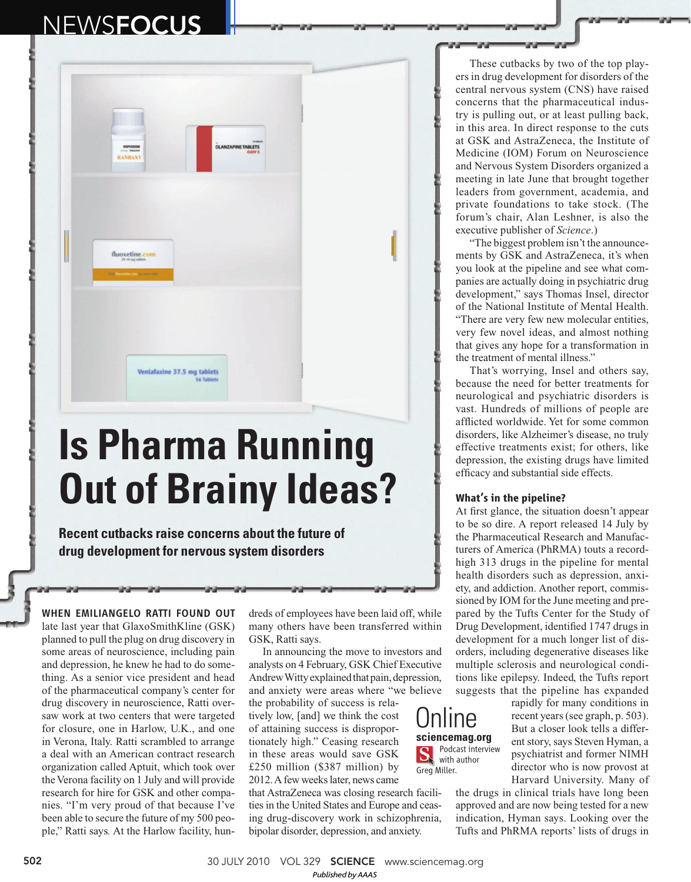# Is Pharma Running Out of Brainy Ideas?

**Recent cutbacks raise concerns about the future of drug development for nervous system disorders**

**WHEN EMILIANGELO RATTI FOUND OUT** late last year that GlaxoSmithKline (GSK) planned to pull the plug on drug discovery in some areas of neuroscience, including pain and depression, he knew he had to do something. As a senior vice president and head of the pharmaceutical company's center for drug discovery in neuroscience, Ratti oversaw work at two centers that were targeted for closure, one in Harlow, U.K., and one in Verona, Italy. Ratti scrambled to arrange a deal with an American contract research organization called Aptuit, which took over the Verona facility on 1 July and will provide research for hire for GSK and other companies. "I'm very proud of that because I've been able to secure the future of my 500 people," Ratti says. At the Harlow facility, hundreds of employees have been laid off, while many others have been transferred within GSK, Ratti says.

In announcing the move to investors and analysts on 4 February, GSK Chief Executive Andrew Witty explained that pain, depression, and anxiety were areas where "we believe the probability of success is relatively low, [and] we think the cost of attaining success is disproportionately high." Ceasing research in these areas would save GSK £250 million ($387 million) by 2012. A few weeks later, news came that AstraZeneca was closing research facilities in the United States and Europe and ceasing drug-discovery work in schizophrenia, bipolar disorder, depression, and anxiety.

**Online**
**sciencemag.org**
Podcast interview with author Greg Miller.

These cutbacks by two of the top players in drug development for disorders of the central nervous system (CNS) have raised concerns that the pharmaceutical industry is pulling out, or at least pulling back, in this area. In direct response to the cuts at GSK and AstraZeneca, the Institute of Medicine (IOM) Forum on Neuroscience and Nervous System Disorders organized a meeting in late June that brought together leaders from government, academia, and private foundations to take stock. (The forum's chair, Alan Leshner, is also the executive publisher of *Science*.)

"The biggest problem isn't the announcements by GSK and AstraZeneca, it's when you look at the pipeline and see what companies are actually doing in psychiatric drug development," says Thomas Insel, director of the National Institute of Mental Health. "There are very few new molecular entities, very few novel ideas, and almost nothing that gives any hope for a transformation in the treatment of mental illness."

That's worrying, Insel and others say, because the need for better treatments for neurological and psychiatric disorders is vast. Hundreds of millions of people are afflicted worldwide. Yet for some common disorders, like Alzheimer's disease, no truly effective treatments exist; for others, like depression, the existing drugs have limited efficacy and substantial side effects.

### What's in the pipeline?

At first glance, the situation doesn't appear to be so dire. A report released 14 July by the Pharmaceutical Research and Manufacturers of America (PhRMA) touts a record-high 313 drugs in the pipeline for mental health disorders such as depression, anxiety, and addiction. Another report, commissioned by IOM for the June meeting and prepared by the Tufts Center for the Study of Drug Development, identified 1747 drugs in development for a much longer list of disorders, including degenerative diseases like multiple sclerosis and neurological conditions like epilepsy. Indeed, the Tufts report suggests that the pipeline has expanded rapidly for many conditions in recent years (see graph, p. 503). But a closer look tells a different story, says Steven Hyman, a psychiatrist and former NIMH director who is now provost at Harvard University. Many of the drugs in clinical trials have long been approved and are now being tested for a new indication, Hyman says. Looking over the Tufts and PhRMA reports' lists of drugs in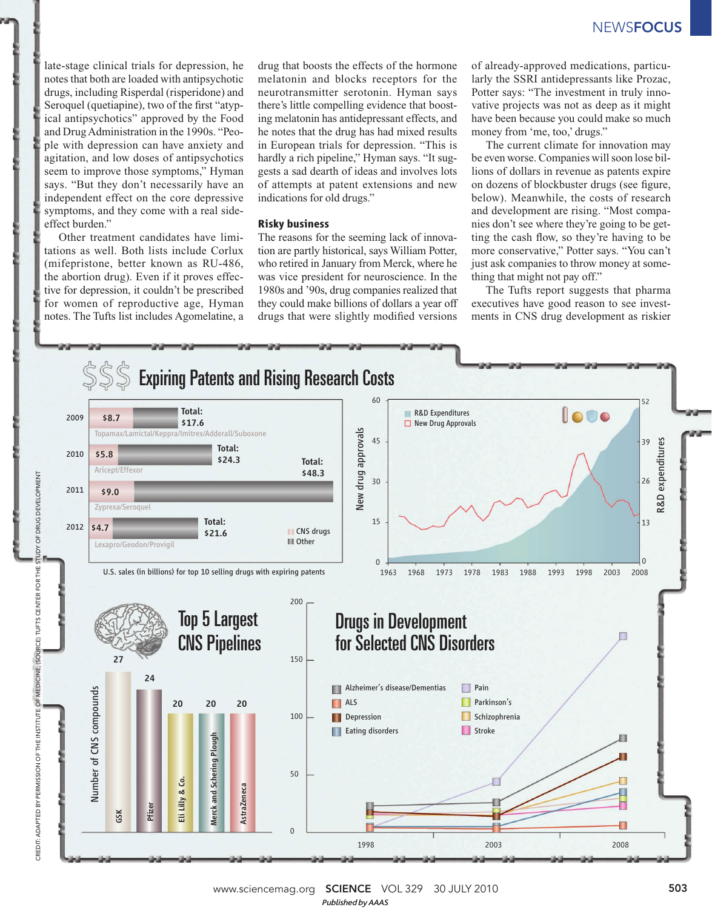late-stage clinical trials for depression, he notes that both are loaded with antipsychotic drugs, including Risperdal (risperidone) and Seroquel (quetiapine), two of the first "atypical antipsychotics" approved by the Food and Drug Administration in the 1990s. "People with depression can have anxiety and agitation, and low doses of antipsychotics seem to improve those symptoms," Hyman says. "But they don't necessarily have an independent effect on the core depressive symptoms, and they come with a real side-effect burden."

Other treatment candidates have limitations as well. Both lists include Corlux (mifepristone, better known as RU-486, the abortion drug). Even if it proves effective for depression, it couldn't be prescribed for women of reproductive age, Hyman notes. The Tufts list includes Agomelatine, a drug that boosts the effects of the hormone melatonin and blocks receptors for the neurotransmitter serotonin. Hyman says there's little compelling evidence that boosting melatonin has antidepressant effects, and he notes that the drug has had mixed results in European trials for depression. "This is hardly a rich pipeline," Hyman says. "It suggests a sad dearth of ideas and involves lots of attempts at patent extensions and new indications for old drugs."

### Risky business

The reasons for the seeming lack of innovation are partly historical, says William Potter, who retired in January from Merck, where he was vice president for neuroscience. In the 1980s and '90s, drug companies realized that they could make billions of dollars a year off drugs that were slightly modified versions of already-approved medications, particularly the SSRI antidepressants like Prozac, Potter says: "The investment in truly innovative projects was not as deep as it might have been because you could make so much money from 'me, too,' drugs."

The current climate for innovation may be even worse. Companies will soon lose billions of dollars in revenue as patents expire on dozens of blockbuster drugs (see figure, below). Meanwhile, the costs of research and development are rising. "Most companies don't see where they're going to be getting the cash flow, so they're having to be more conservative," Potter says. "You can't just ask companies to throw money at something that might not pay off."

The Tufts report suggests that pharma executives have good reason to see investments in CNS drug development as riskier

## $$$ Expiring Patents and Rising Research Costs

2009 $8.7 Total: $17.6
Topamax/Lamictal/Keppra/Imitrex/Adderall/Suboxone
2010 $5.8 Total: $24.3
Aricept/Effexor
2011 $9.0 Total: $48.3
Zyprexa/Seroquel
2012 $4.7 Total: $21.6
Lexapro/Geodon/Provigil
CNS drugs
Other
U.S. sales (in billions) for top 10 selling drugs with expiring patents

R&D Expenditures
New Drug Approvals
New drug approvals: 0, 15, 30, 45, 60
R&D expenditures: 0, 13, 26, 39, 52
1963 1968 1973 1978 1983 1988 1993 1998 2003 2008

## Top 5 Largest CNS Pipelines

Number of CNS compounds
GSK 27
Pfizer 24
Eli Lilly & Co. 20
Merck and Schering Plough 20
AstraZeneca 20

## Drugs in Development for Selected CNS Disorders

Alzheimer's disease/Dementias
ALS
Depression
Eating disorders
Pain
Parkinson's
Schizophrenia
Stroke
0, 50, 100, 150, 200
1998 2003 2008

CREDIT: ADAPTED BY PERMISSION OF THE INSTITUTE OF MEDICINE; (SOURCE) TUFTS CENTER FOR THE STUDY OF DRUG DEVELOPMENT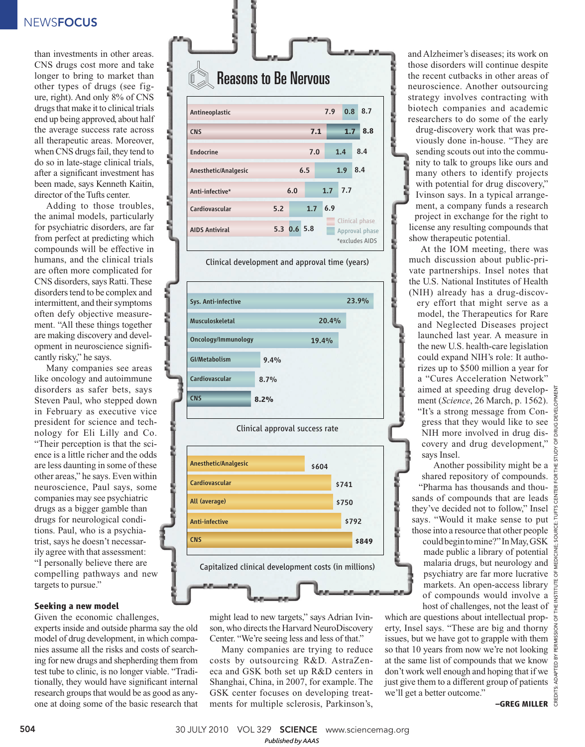than investments in other areas. CNS drugs cost more and take longer to bring to market than other types of drugs (see figure, right). And only 8% of CNS drugs that make it to clinical trials end up being approved, about half the average success rate across all therapeutic areas. Moreover, when CNS drugs fail, they tend to do so in late-stage clinical trials, after a significant investment has been made, says Kenneth Kaitin, director of the Tufts center.

Adding to those troubles, the animal models, particularly for psychiatric disorders, are far from perfect at predicting which compounds will be effective in humans, and the clinical trials are often more complicated for CNS disorders, says Ratti. These disorders tend to be complex and intermittent, and their symptoms often defy objective measurement. "All these things together are making discovery and development in neuroscience significantly risky," he says.

Many companies see areas like oncology and autoimmune disorders as safer bets, says Steven Paul, who stepped down in February as executive vice president for science and technology for Eli Lilly and Co. "Their perception is that the science is a little richer and the odds are less daunting in some of these other areas," he says. Even within neuroscience, Paul says, some companies may see psychiatric drugs as a bigger gamble than drugs for neurological conditions. Paul, who is a psychiatrist, says he doesn't necessarily agree with that assessment: "I personally believe there are compelling pathways and new targets to pursue."

**Reasons to Be Nervous**

Antineoplastic 7.9 0.8 8.7
CNS 7.1 1.7 8.8
Endocrine 7.0 1.4 8.4
Anesthetic/Analgesic 6.5 1.9 8.4
Anti-infective* 6.0 1.7 7.7
Cardiovascular 5.2 1.7 6.9
AIDS Antiviral 5.3 0.6 5.8
Clinical phase
Approval phase
*excludes AIDS

Clinical development and approval time (years)

Sys. Anti-infective 23.9%
Musculoskeletal 20.4%
Oncology/Immunology 19.4%
GI/Metabolism 9.4%
Cardiovascular 8.7%
CNS 8.2%

Clinical approval success rate

Anesthetic/Analgesic $604
Cardiovascular $741
All (average) $750
Anti-infective $792
CNS $849

Capitalized clinical development costs (in millions)

CREDITS: ADAPTED BY PERMISSION OF THE INSTITUTE OF MEDICINE; SOURCE: TUFTS CENTER FOR THE STUDY OF DRUG DEVELOPMENT

### Seeking a new model

Given the economic challenges, experts inside and outside pharma say the old model of drug development, in which companies assume all the risks and costs of searching for new drugs and shepherding them from test tube to clinic, is no longer viable. "Traditionally, they would have significant internal research groups that would be as good as anyone at doing some of the basic research that might lead to new targets," says Adrian Ivinson, who directs the Harvard NeuroDiscovery Center. "We're seeing less and less of that."

Many companies are trying to reduce costs by outsourcing R&D. AstraZeneca and GSK both set up R&D centers in Shanghai, China, in 2007, for example. The GSK center focuses on developing treatments for multiple sclerosis, Parkinson's, and Alzheimer's diseases; its work on those disorders will continue despite the recent cutbacks in other areas of neuroscience. Another outsourcing strategy involves contracting with biotech companies and academic researchers to do some of the early drug-discovery work that was previously done in-house. "They are sending scouts out into the community to talk to groups like ours and many others to identify projects with potential for drug discovery," Ivinson says. In a typical arrangement, a company funds a research project in exchange for the right to license any resulting compounds that show therapeutic potential.

At the IOM meeting, there was much discussion about public-private partnerships. Insel notes that the U.S. National Institutes of Health (NIH) already has a drug-discovery effort that might serve as a model, the Therapeutics for Rare and Neglected Diseases project launched last year. A measure in the new U.S. health-care legislation could expand NIH's role: It authorizes up to $500 million a year for a "Cures Acceleration Network" aimed at speeding drug development (*Science*, 26 March, p. 1562). "It's a strong message from Congress that they would like to see NIH more involved in drug discovery and drug development," says Insel.

Another possibility might be a shared repository of compounds. "Pharma has thousands and thousands of compounds that are leads they've decided not to follow," Insel says. "Would it make sense to put those into a resource that other people could begin to mine?" In May, GSK made public a library of potential malaria drugs, but neurology and psychiatry are far more lucrative markets. An open-access library of compounds would involve a host of challenges, not the least of which are questions about intellectual property, Insel says. "These are big and thorny issues, but we have got to grapple with them so that 10 years from now we're not looking at the same list of compounds that we know don't work well enough and hoping that if we just give them to a different group of patients we'll get a better outcome."

**–GREG MILLER**